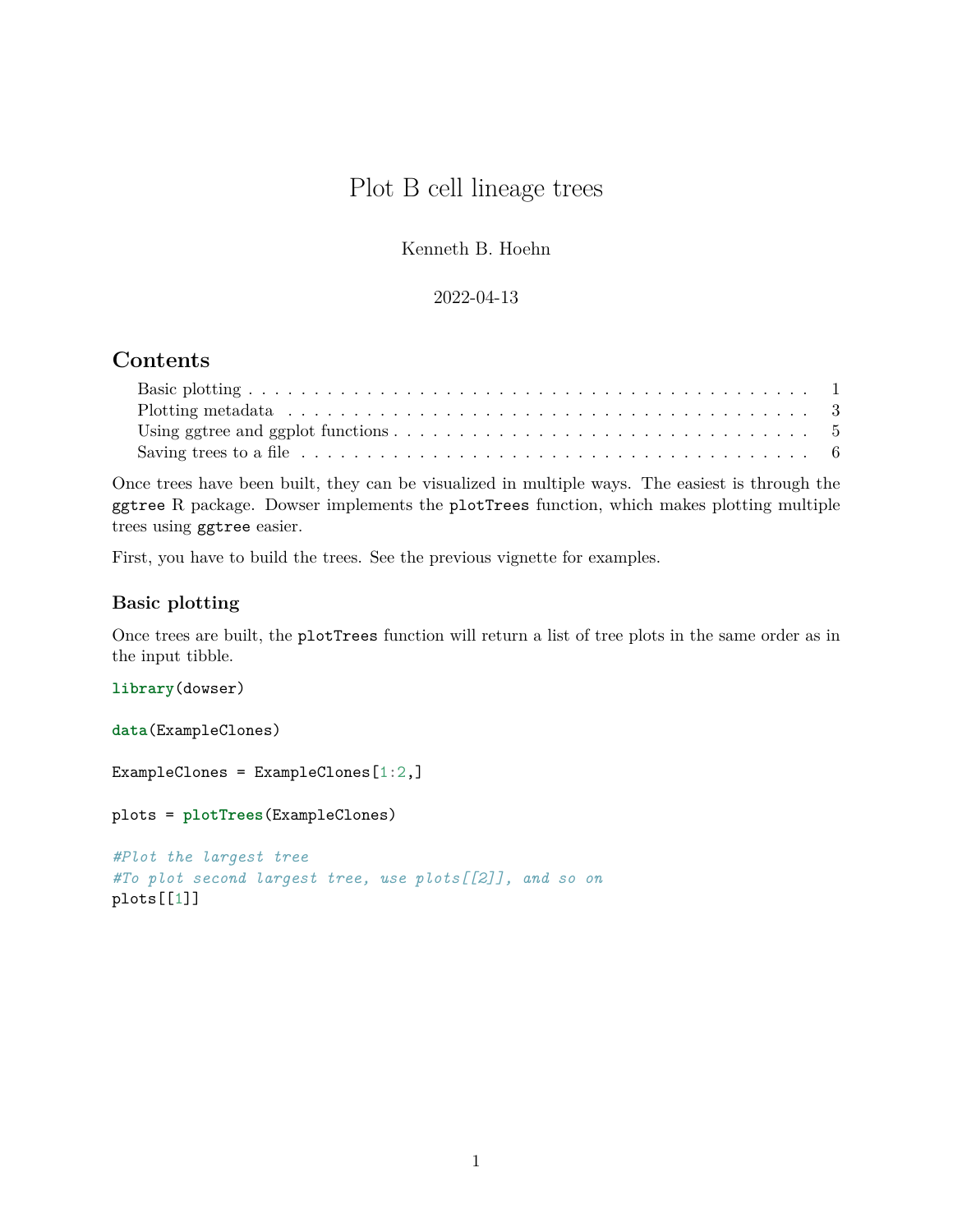# Plot B cell lineage trees

Kenneth B. Hoehn

2022-04-13

## Contents

- Basic plotting . . . 1
- Plotting metadata . . . 3
- Using ggtree and ggplot functions . . . 5
- Saving trees to a file . . . 6

Once trees have been built, they can be visualized in multiple ways. The easiest is through the `ggtree` R package. Dowser implements the `plotTrees` function, which makes plotting multiple trees using `ggtree` easier.

First, you have to build the trees. See the previous vignette for examples.

### Basic plotting

Once trees are built, the `plotTrees` function will return a list of tree plots in the same order as in the input tibble.

```
library(dowser)

data(ExampleClones)

ExampleClones = ExampleClones[1:2,]

plots = plotTrees(ExampleClones)

#Plot the largest tree
#To plot second largest tree, use plots[[2]], and so on
plots[[1]]
```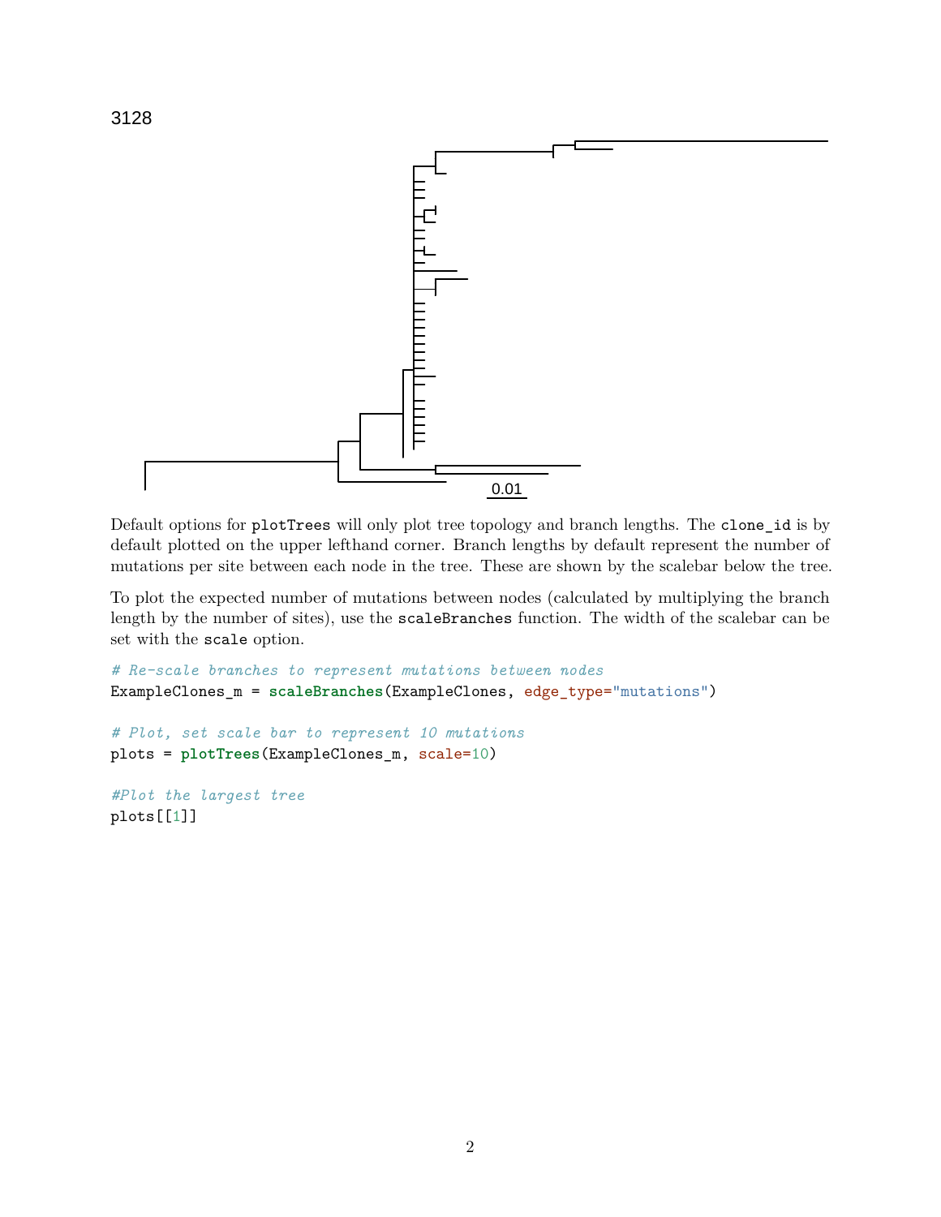Default options for `plotTrees` will only plot tree topology and branch lengths. The `clone_id` is by default plotted on the upper lefthand corner. Branch lengths by default represent the number of mutations per site between each node in the tree. These are shown by the scalebar below the tree.

To plot the expected number of mutations between nodes (calculated by multiplying the branch length by the number of sites), use the `scaleBranches` function. The width of the scalebar can be set with the `scale` option.

```
# Re-scale branches to represent mutations between nodes
ExampleClones_m = scaleBranches(ExampleClones, edge_type="mutations")

# Plot, set scale bar to represent 10 mutations
plots = plotTrees(ExampleClones_m, scale=10)

#Plot the largest tree
plots[[1]]
```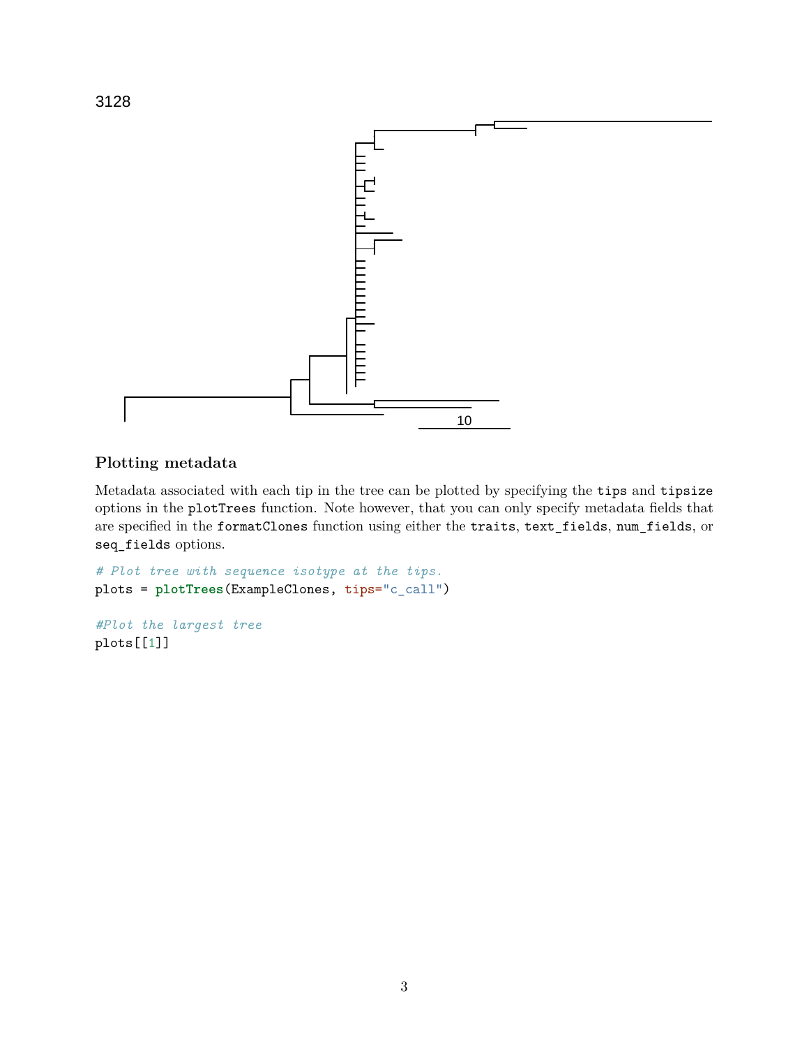3128

10

### Plotting metadata

Metadata associated with each tip in the tree can be plotted by specifying the `tips` and `tipsize` options in the `plotTrees` function. Note however, that you can only specify metadata fields that are specified in the `formatClones` function using either the `traits`, `text_fields`, `num_fields`, or `seq_fields` options.

```
# Plot tree with sequence isotype at the tips.
plots = plotTrees(ExampleClones, tips="c_call")

#Plot the largest tree
plots[[1]]
```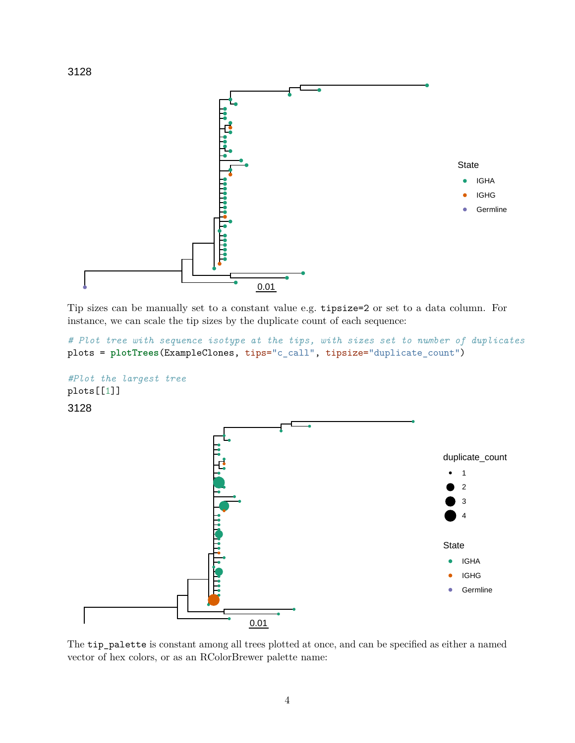3128

Tip sizes can be manually set to a constant value e.g. `tipsize=2` or set to a data column. For instance, we can scale the tip sizes by the duplicate count of each sequence:

```
# Plot tree with sequence isotype at the tips, with sizes set to number of duplicates
plots = plotTrees(ExampleClones, tips="c_call", tipsize="duplicate_count")

#Plot the largest tree
plots[[1]]
```

3128

The `tip_palette` is constant among all trees plotted at once, and can be specified as either a named vector of hex colors, or as an RColorBrewer palette name: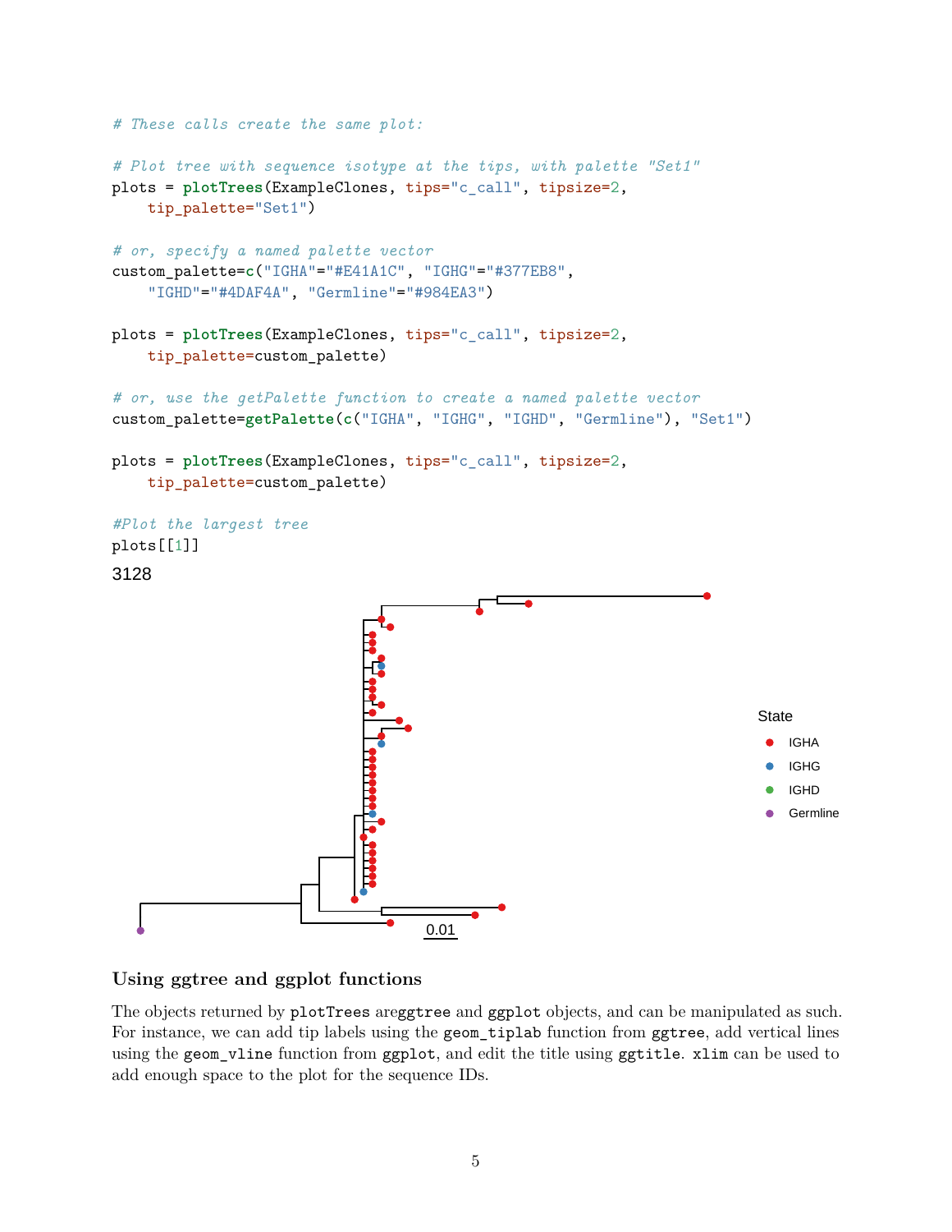```r
# These calls create the same plot:

# Plot tree with sequence isotype at the tips, with palette "Set1"
plots = plotTrees(ExampleClones, tips="c_call", tipsize=2,
    tip_palette="Set1")

# or, specify a named palette vector
custom_palette=c("IGHA"="#E41A1C", "IGHG"="#377EB8",
    "IGHD"="#4DAF4A", "Germline"="#984EA3")

plots = plotTrees(ExampleClones, tips="c_call", tipsize=2,
    tip_palette=custom_palette)

# or, use the getPalette function to create a named palette vector
custom_palette=getPalette(c("IGHA", "IGHG", "IGHD", "Germline"), "Set1")

plots = plotTrees(ExampleClones, tips="c_call", tipsize=2,
    tip_palette=custom_palette)

#Plot the largest tree
plots[[1]]
```

3128

State

IGHA

IGHG

IGHD

Germline

0.01

### Using ggtree and ggplot functions

The objects returned by `plotTrees` are`ggtree` and `ggplot` objects, and can be manipulated as such. For instance, we can add tip labels using the `geom_tiplab` function from `ggtree`, add vertical lines using the `geom_vline` function from `ggplot`, and edit the title using `ggtitle`. `xlim` can be used to add enough space to the plot for the sequence IDs.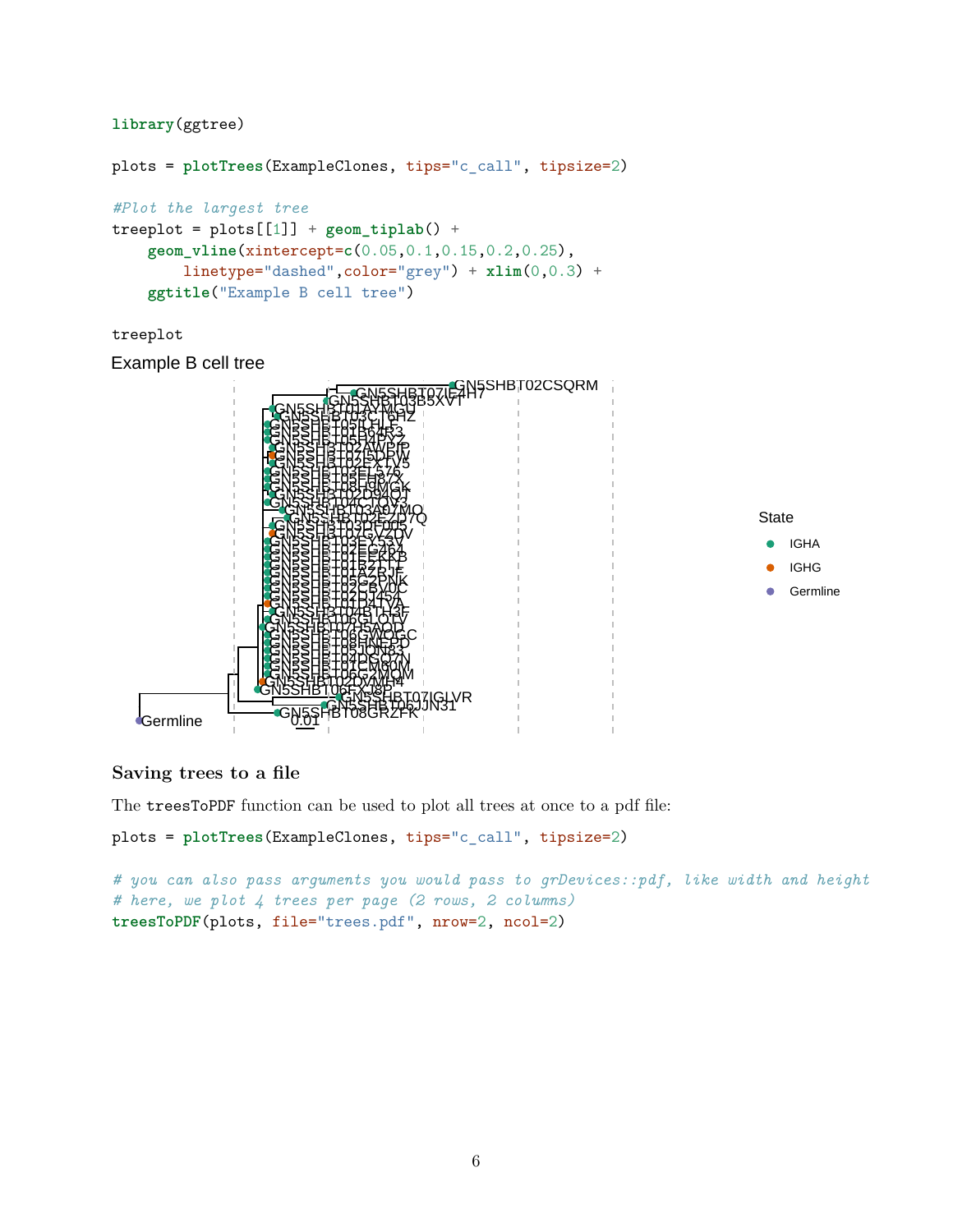```r
library(ggtree)

plots = plotTrees(ExampleClones, tips="c_call", tipsize=2)

#Plot the largest tree
treeplot = plots[[1]] + geom_tiplab() +
    geom_vline(xintercept=c(0.05,0.1,0.15,0.2,0.25),
        linetype="dashed",color="grey") + xlim(0,0.3) +
    ggtitle("Example B cell tree")

treeplot
```

Example B cell tree

State

IGHA

IGHG

Germline

Germline

0.01

## Saving trees to a file

The `treesToPDF` function can be used to plot all trees at once to a pdf file:

```r
plots = plotTrees(ExampleClones, tips="c_call", tipsize=2)

# you can also pass arguments you would pass to grDevices::pdf, like width and height
# here, we plot 4 trees per page (2 rows, 2 columns)
treesToPDF(plots, file="trees.pdf", nrow=2, ncol=2)
```